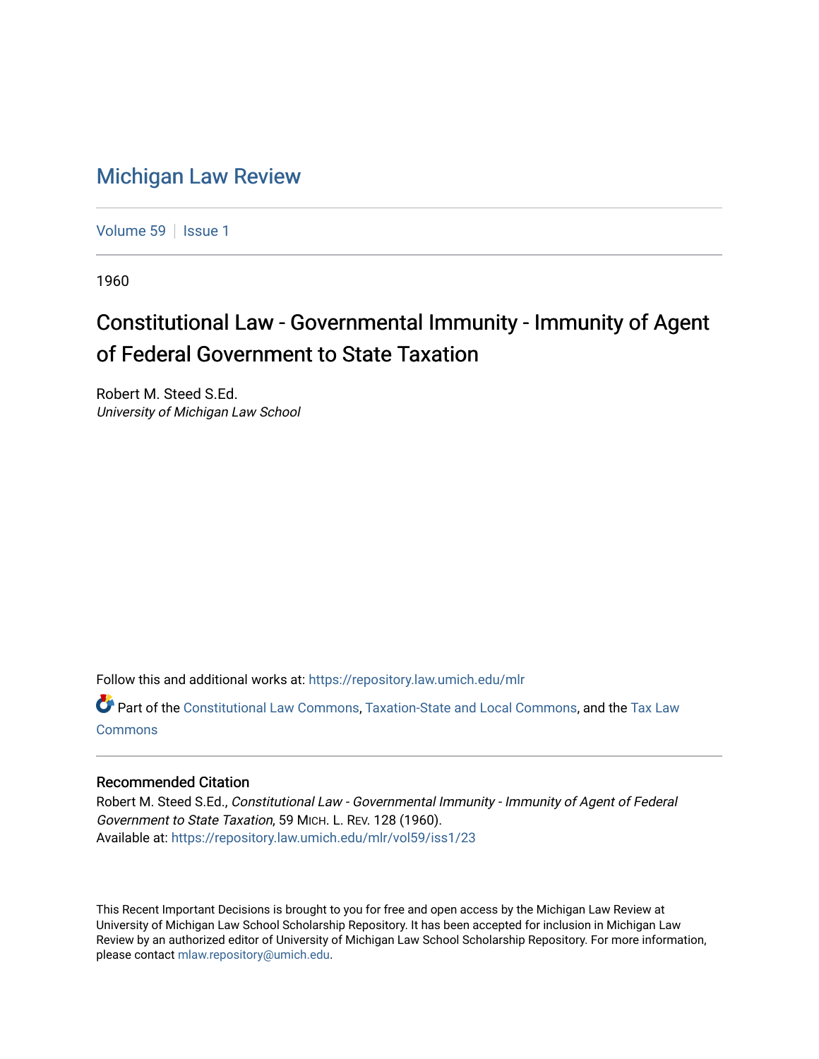# Michigan Law Review

Volume 59 | Issue 1

1960

## Constitutional Law - Governmental Immunity - Immunity of Agent of Federal Government to State Taxation

Robert M. Steed S.Ed.
*University of Michigan Law School*

Follow this and additional works at: https://repository.law.umich.edu/mlr

Part of the Constitutional Law Commons, Taxation-State and Local Commons, and the Tax Law Commons

### Recommended Citation

Robert M. Steed S.Ed., *Constitutional Law - Governmental Immunity - Immunity of Agent of Federal Government to State Taxation*, 59 MICH. L. REV. 128 (1960).
Available at: https://repository.law.umich.edu/mlr/vol59/iss1/23

This Recent Important Decisions is brought to you for free and open access by the Michigan Law Review at University of Michigan Law School Scholarship Repository. It has been accepted for inclusion in Michigan Law Review by an authorized editor of University of Michigan Law School Scholarship Repository. For more information, please contact mlaw.repository@umich.edu.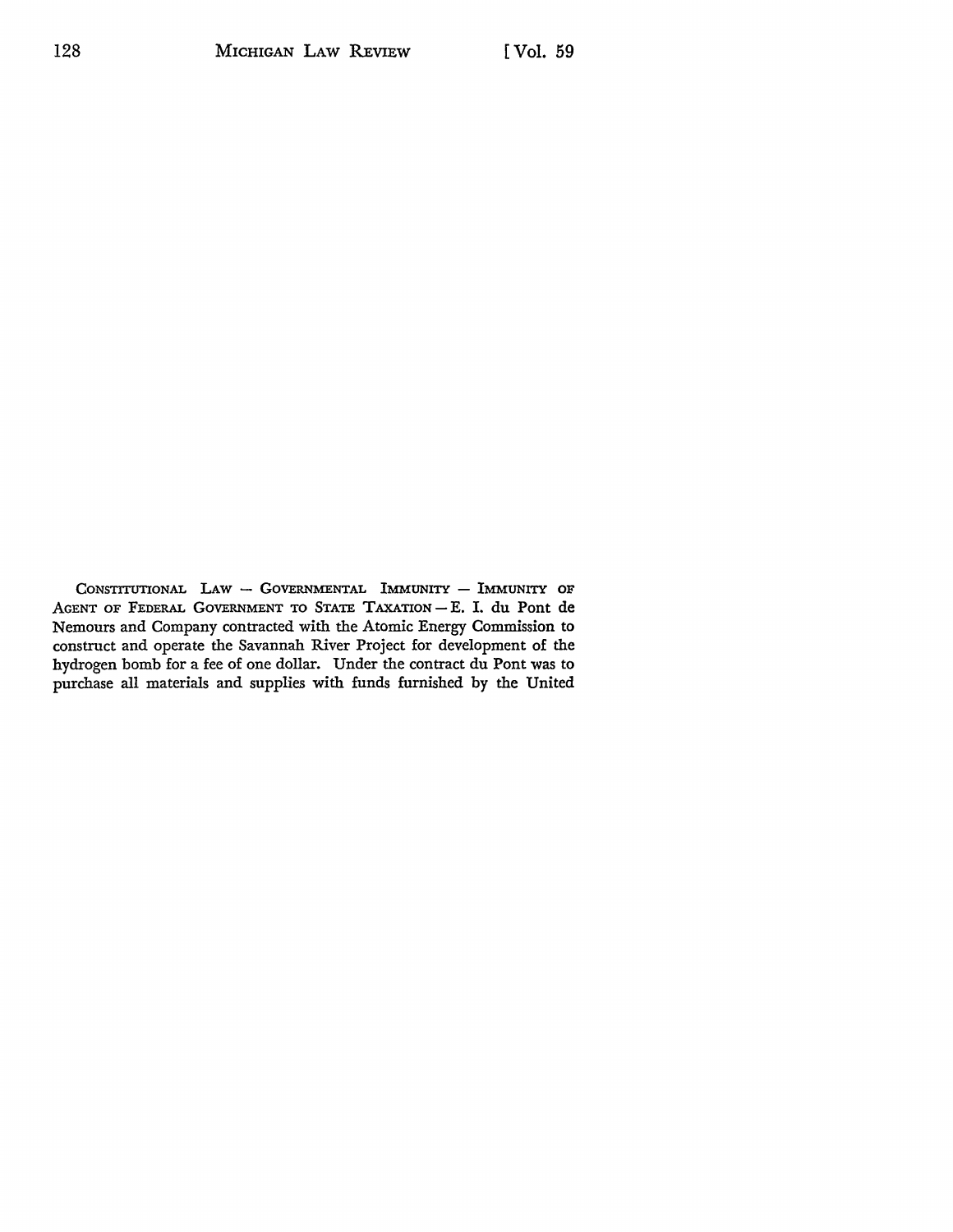CONSTITUTIONAL LAW — GOVERNMENTAL IMMUNITY — IMMUNITY OF AGENT OF FEDERAL GOVERNMENT TO STATE TAXATION — E. I. du Pont de Nemours and Company contracted with the Atomic Energy Commission to construct and operate the Savannah River Project for development of the hydrogen bomb for a fee of one dollar. Under the contract du Pont was to purchase all materials and supplies with funds furnished by the United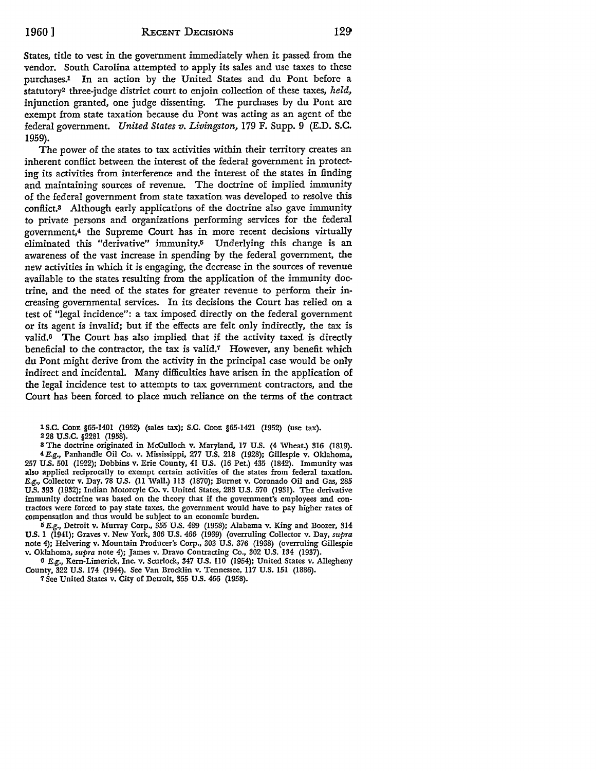States, title to vest in the government immediately when it passed from the vendor. South Carolina attempted to apply its sales and use taxes to these purchases.[1] In an action by the United States and du Pont before a statutory[2] three-judge district court to enjoin collection of these taxes, *held,* injunction granted, one judge dissenting. The purchases by du Pont are exempt from state taxation because du Pont was acting as an agent of the federal government. *United States v. Livingston,* 179 F. Supp. 9 (E.D. S.C. 1959).

The power of the states to tax activities within their territory creates an inherent conflict between the interest of the federal government in protecting its activities from interference and the interest of the states in finding and maintaining sources of revenue. The doctrine of implied immunity of the federal government from state taxation was developed to resolve this conflict.[3] Although early applications of the doctrine also gave immunity to private persons and organizations performing services for the federal government,[4] the Supreme Court has in more recent decisions virtually eliminated this "derivative" immunity.[5] Underlying this change is an awareness of the vast increase in spending by the federal government, the new activities in which it is engaging, the decrease in the sources of revenue available to the states resulting from the application of the immunity doctrine, and the need of the states for greater revenue to perform their increasing governmental services. In its decisions the Court has relied on a test of "legal incidence": a tax imposed directly on the federal government or its agent is invalid; but if the effects are felt only indirectly, the tax is valid.[6] The Court has also implied that if the activity taxed is directly beneficial to the contractor, the tax is valid.[7] However, any benefit which du Pont might derive from the activity in the principal case would be only indirect and incidental. Many difficulties have arisen in the application of the legal incidence test to attempts to tax government contractors, and the Court has been forced to place much reliance on the terms of the contract

---

[1] S.C. CODE §65-1401 (1952) (sales tax); S.C. CODE §65-1421 (1952) (use tax).

[2] 28 U.S.C. §2281 (1958).

[3] The doctrine originated in McCulloch v. Maryland, 17 U.S. (4 Wheat.) 316 (1819).

[4] *E.g.,* Panhandle Oil Co. v. Mississippi, 277 U.S. 218 (1928); Gillespie v. Oklahoma, 257 U.S. 501 (1922); Dobbins v. Erie County, 41 U.S. (16 Pet.) 435 (1842). Immunity was also applied reciprocally to exempt certain activities of the states from federal taxation. *E.g.,* Collector v. Day, 78 U.S. (11 Wall.) 113 (1870); Burnet v. Coronado Oil and Gas, 285 U.S. 393 (1932); Indian Motorcyle Co. v. United States, 283 U.S. 570 (1931). The derivative immunity doctrine was based on the theory that if the government's employees and contractors were forced to pay state taxes, the government would have to pay higher rates of compensation and thus would be subject to an economic burden.

[5] *E.g.,* Detroit v. Murray Corp., 355 U.S. 489 (1958); Alabama v. King and Boozer, 314 U.S. 1 (1941); Graves v. New York, 306 U.S. 466 (1939) (overruling Collector v. Day, *supra* note 4); Helvering v. Mountain Producer's Corp., 303 U.S. 376 (1938) (overruling Gillespie v. Oklahoma, *supra* note 4); James v. Dravo Contracting Co., 302 U.S. 134 (1937).

[6] *E.g.,* Kern-Limerick, Inc. v. Scurlock, 347 U.S. 110 (1954); United States v. Allegheny County, 322 U.S. 174 (1944). See Van Brocklin v. Tennessee, 117 U.S. 151 (1886).

[7] See United States v. City of Detroit, 355 U.S. 466 (1958).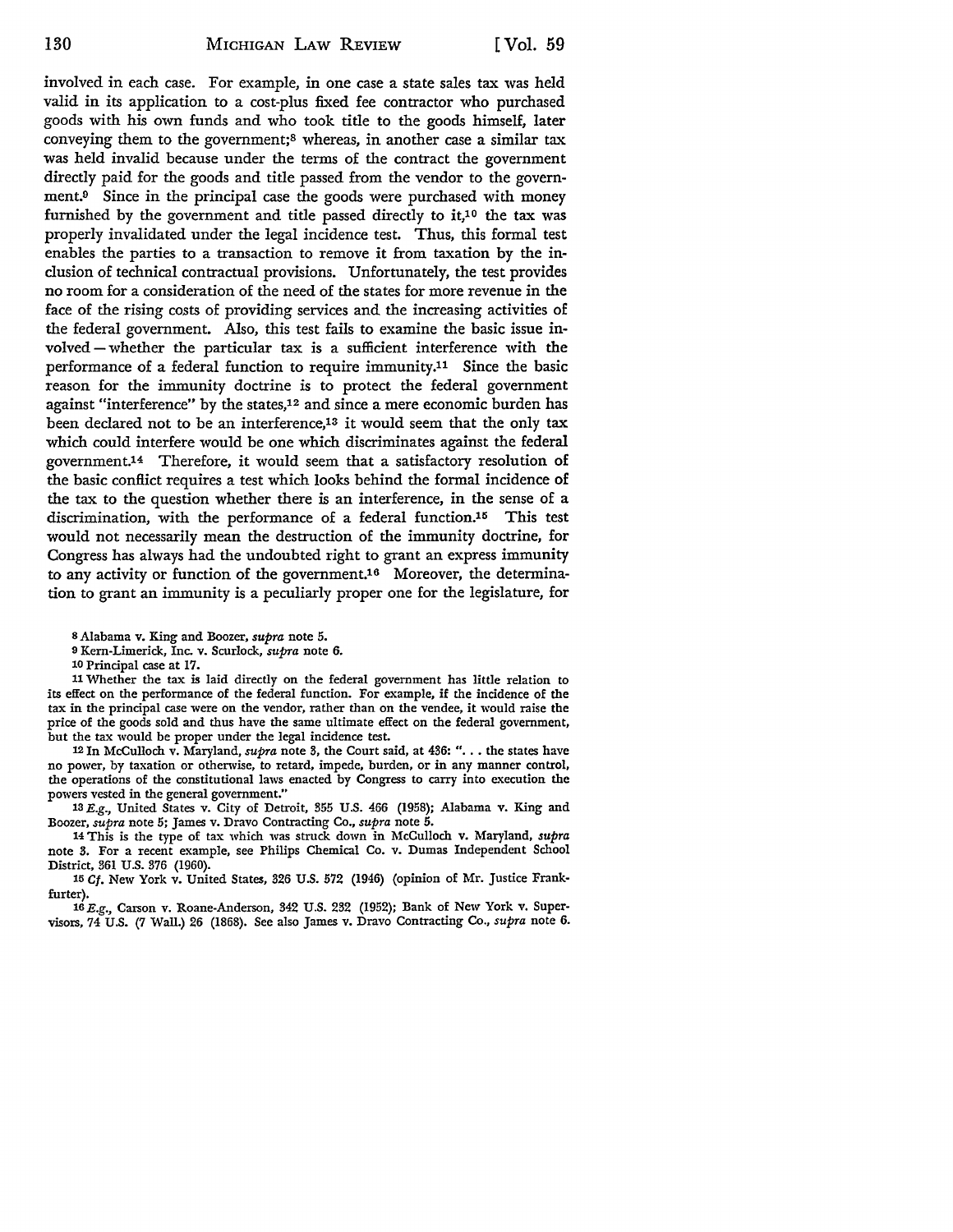involved in each case. For example, in one case a state sales tax was held valid in its application to a cost-plus fixed fee contractor who purchased goods with his own funds and who took title to the goods himself, later conveying them to the government;[8] whereas, in another case a similar tax was held invalid because under the terms of the contract the government directly paid for the goods and title passed from the vendor to the government.[9] Since in the principal case the goods were purchased with money furnished by the government and title passed directly to it,[10] the tax was properly invalidated under the legal incidence test. Thus, this formal test enables the parties to a transaction to remove it from taxation by the inclusion of technical contractual provisions. Unfortunately, the test provides no room for a consideration of the need of the states for more revenue in the face of the rising costs of providing services and the increasing activities of the federal government. Also, this test fails to examine the basic issue involved—whether the particular tax is a sufficient interference with the performance of a federal function to require immunity.[11] Since the basic reason for the immunity doctrine is to protect the federal government against "interference" by the states,[12] and since a mere economic burden has been declared not to be an interference,[13] it would seem that the only tax which could interfere would be one which discriminates against the federal government.[14] Therefore, it would seem that a satisfactory resolution of the basic conflict requires a test which looks behind the formal incidence of the tax to the question whether there is an interference, in the sense of a discrimination, with the performance of a federal function.[15] This test would not necessarily mean the destruction of the immunity doctrine, for Congress has always had the undoubted right to grant an express immunity to any activity or function of the government.[16] Moreover, the determination to grant an immunity is a peculiarly proper one for the legislature, for

8 Alabama v. King and Boozer, *supra* note 5.

9 Kern-Limerick, Inc. v. Scurlock, *supra* note 6.

10 Principal case at 17.

11 Whether the tax is laid directly on the federal government has little relation to its effect on the performance of the federal function. For example, if the incidence of the tax in the principal case were on the vendor, rather than on the vendee, it would raise the price of the goods sold and thus have the same ultimate effect on the federal government, but the tax would be proper under the legal incidence test.

12 In McCulloch v. Maryland, *supra* note 3, the Court said, at 436: ". . . the states have no power, by taxation or otherwise, to retard, impede, burden, or in any manner control, the operations of the constitutional laws enacted by Congress to carry into execution the powers vested in the general government."

13 *E.g.*, United States v. City of Detroit, 355 U.S. 466 (1958); Alabama v. King and Boozer, *supra* note 5; James v. Dravo Contracting Co., *supra* note 5.

14 This is the type of tax which was struck down in McCulloch v. Maryland, *supra* note 3. For a recent example, see Philips Chemical Co. v. Dumas Independent School District, 361 U.S. 376 (1960).

15 *Cf.* New York v. United States, 326 U.S. 572 (1946) (opinion of Mr. Justice Frankfurter).

16 *E.g.*, Carson v. Roane-Anderson, 342 U.S. 232 (1952); Bank of New York v. Supervisors, 74 U.S. (7 Wall.) 26 (1868). See also James v. Dravo Contracting Co., *supra* note 6.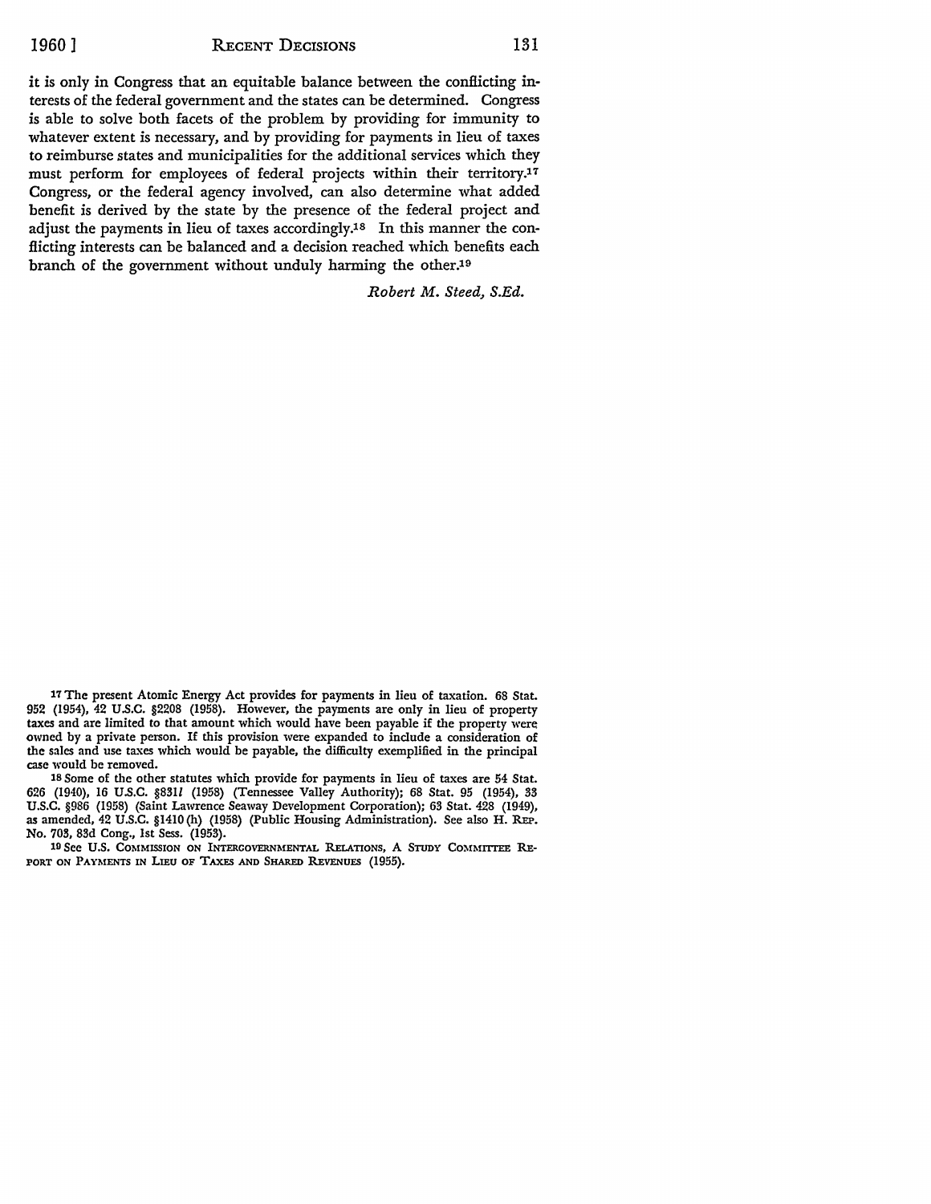it is only in Congress that an equitable balance between the conflicting interests of the federal government and the states can be determined. Congress is able to solve both facets of the problem by providing for immunity to whatever extent is necessary, and by providing for payments in lieu of taxes to reimburse states and municipalities for the additional services which they must perform for employees of federal projects within their territory.[17] Congress, or the federal agency involved, can also determine what added benefit is derived by the state by the presence of the federal project and adjust the payments in lieu of taxes accordingly.[18] In this manner the conflicting interests can be balanced and a decision reached which benefits each branch of the government without unduly harming the other.[19]

*Robert M. Steed, S.Ed.*

---

[17] The present Atomic Energy Act provides for payments in lieu of taxation. 68 Stat. 952 (1954), 42 U.S.C. §2208 (1958). However, the payments are only in lieu of property taxes and are limited to that amount which would have been payable if the property were owned by a private person. If this provision were expanded to include a consideration of the sales and use taxes which would be payable, the difficulty exemplified in the principal case would be removed.

[18] Some of the other statutes which provide for payments in lieu of taxes are 54 Stat. 626 (1940), 16 U.S.C. §831*l* (1958) (Tennessee Valley Authority); 68 Stat. 95 (1954), 33 U.S.C. §986 (1958) (Saint Lawrence Seaway Development Corporation); 63 Stat. 428 (1949), as amended, 42 U.S.C. §1410(h) (1958) (Public Housing Administration). See also H. REP. No. 703, 83d Cong., 1st Sess. (1953).

[19] See U.S. COMMISSION ON INTERGOVERNMENTAL RELATIONS, A STUDY COMMITTEE REPORT ON PAYMENTS IN LIEU OF TAXES AND SHARED REVENUES (1955).